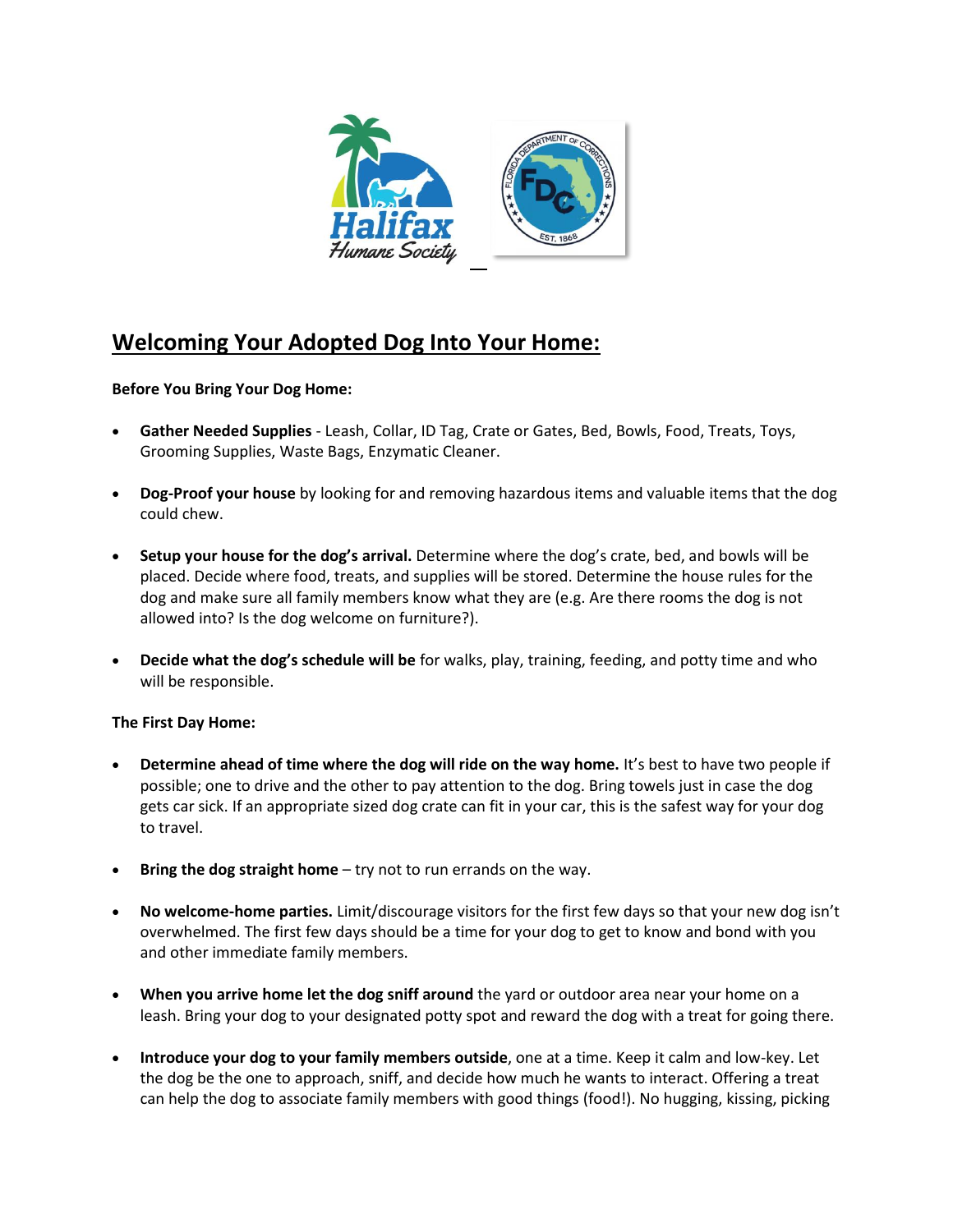# Welcoming Your Adopted Dog Into Your Home:

**Before You Bring Your Dog Home:**

- **Gather Needed Supplies** - Leash, Collar, ID Tag, Crate or Gates, Bed, Bowls, Food, Treats, Toys, Grooming Supplies, Waste Bags, Enzymatic Cleaner.

- **Dog-Proof your house** by looking for and removing hazardous items and valuable items that the dog could chew.

- **Setup your house for the dog's arrival.** Determine where the dog's crate, bed, and bowls will be placed. Decide where food, treats, and supplies will be stored. Determine the house rules for the dog and make sure all family members know what they are (e.g. Are there rooms the dog is not allowed into? Is the dog welcome on furniture?).

- **Decide what the dog's schedule will be** for walks, play, training, feeding, and potty time and who will be responsible.

**The First Day Home:**

- **Determine ahead of time where the dog will ride on the way home.** It's best to have two people if possible; one to drive and the other to pay attention to the dog. Bring towels just in case the dog gets car sick. If an appropriate sized dog crate can fit in your car, this is the safest way for your dog to travel.

- **Bring the dog straight home** – try not to run errands on the way.

- **No welcome-home parties.** Limit/discourage visitors for the first few days so that your new dog isn't overwhelmed. The first few days should be a time for your dog to get to know and bond with you and other immediate family members.

- **When you arrive home let the dog sniff around** the yard or outdoor area near your home on a leash. Bring your dog to your designated potty spot and reward the dog with a treat for going there.

- **Introduce your dog to your family members outside**, one at a time. Keep it calm and low-key. Let the dog be the one to approach, sniff, and decide how much he wants to interact. Offering a treat can help the dog to associate family members with good things (food!). No hugging, kissing, picking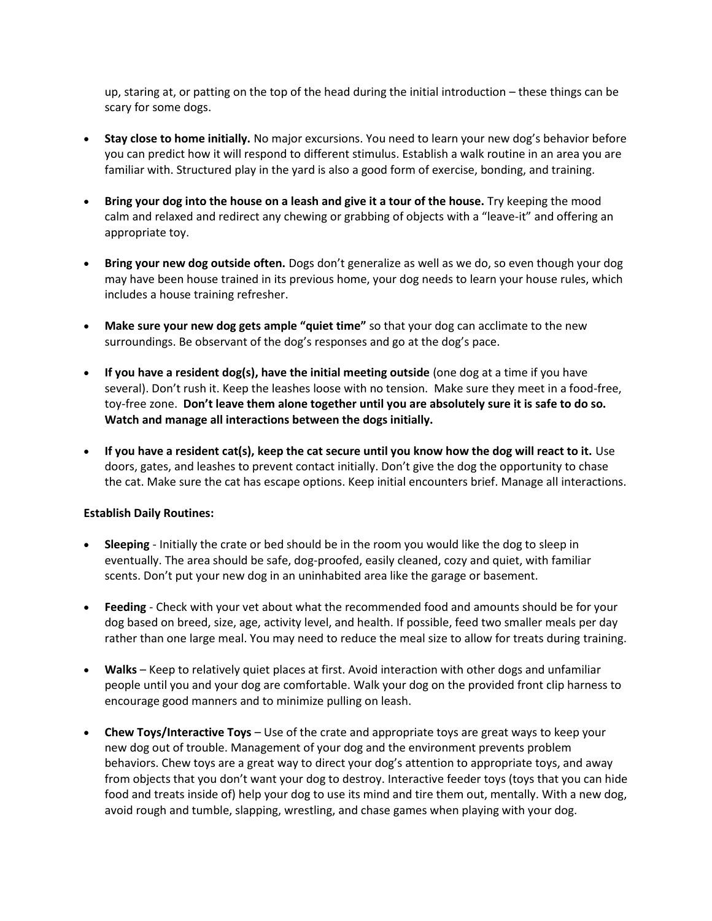up, staring at, or patting on the top of the head during the initial introduction – these things can be scary for some dogs.

- **Stay close to home initially.** No major excursions. You need to learn your new dog's behavior before you can predict how it will respond to different stimulus. Establish a walk routine in an area you are familiar with. Structured play in the yard is also a good form of exercise, bonding, and training.

- **Bring your dog into the house on a leash and give it a tour of the house.** Try keeping the mood calm and relaxed and redirect any chewing or grabbing of objects with a "leave-it" and offering an appropriate toy.

- **Bring your new dog outside often.** Dogs don't generalize as well as we do, so even though your dog may have been house trained in its previous home, your dog needs to learn your house rules, which includes a house training refresher.

- **Make sure your new dog gets ample "quiet time"** so that your dog can acclimate to the new surroundings. Be observant of the dog's responses and go at the dog's pace.

- **If you have a resident dog(s), have the initial meeting outside** (one dog at a time if you have several). Don't rush it. Keep the leashes loose with no tension. Make sure they meet in a food-free, toy-free zone. **Don't leave them alone together until you are absolutely sure it is safe to do so. Watch and manage all interactions between the dogs initially.**

- **If you have a resident cat(s), keep the cat secure until you know how the dog will react to it.** Use doors, gates, and leashes to prevent contact initially. Don't give the dog the opportunity to chase the cat. Make sure the cat has escape options. Keep initial encounters brief. Manage all interactions.

**Establish Daily Routines:**

- **Sleeping** - Initially the crate or bed should be in the room you would like the dog to sleep in eventually. The area should be safe, dog-proofed, easily cleaned, cozy and quiet, with familiar scents. Don't put your new dog in an uninhabited area like the garage or basement.

- **Feeding** - Check with your vet about what the recommended food and amounts should be for your dog based on breed, size, age, activity level, and health. If possible, feed two smaller meals per day rather than one large meal. You may need to reduce the meal size to allow for treats during training.

- **Walks** – Keep to relatively quiet places at first. Avoid interaction with other dogs and unfamiliar people until you and your dog are comfortable. Walk your dog on the provided front clip harness to encourage good manners and to minimize pulling on leash.

- **Chew Toys/Interactive Toys** – Use of the crate and appropriate toys are great ways to keep your new dog out of trouble. Management of your dog and the environment prevents problem behaviors. Chew toys are a great way to direct your dog's attention to appropriate toys, and away from objects that you don't want your dog to destroy. Interactive feeder toys (toys that you can hide food and treats inside of) help your dog to use its mind and tire them out, mentally. With a new dog, avoid rough and tumble, slapping, wrestling, and chase games when playing with your dog.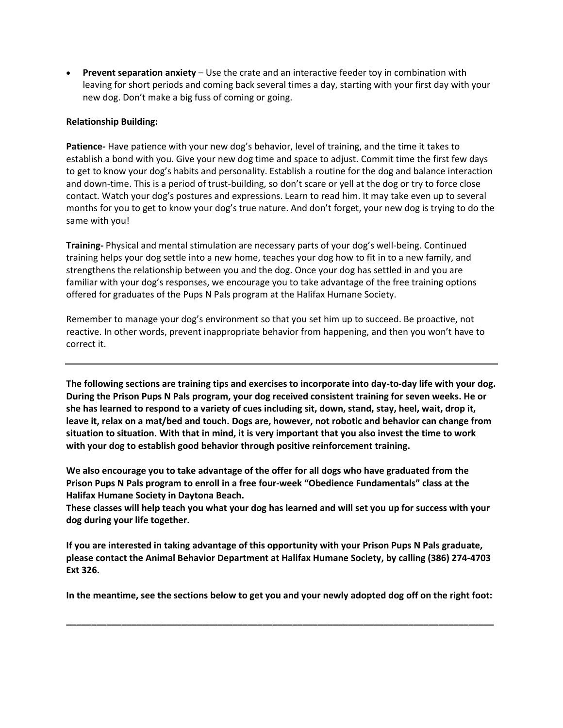- **Prevent separation anxiety** – Use the crate and an interactive feeder toy in combination with leaving for short periods and coming back several times a day, starting with your first day with your new dog. Don't make a big fuss of coming or going.

**Relationship Building:**

**Patience-** Have patience with your new dog's behavior, level of training, and the time it takes to establish a bond with you. Give your new dog time and space to adjust. Commit time the first few days to get to know your dog's habits and personality. Establish a routine for the dog and balance interaction and down-time. This is a period of trust-building, so don't scare or yell at the dog or try to force close contact. Watch your dog's postures and expressions. Learn to read him. It may take even up to several months for you to get to know your dog's true nature. And don't forget, your new dog is trying to do the same with you!

**Training-** Physical and mental stimulation are necessary parts of your dog's well-being. Continued training helps your dog settle into a new home, teaches your dog how to fit in to a new family, and strengthens the relationship between you and the dog. Once your dog has settled in and you are familiar with your dog's responses, we encourage you to take advantage of the free training options offered for graduates of the Pups N Pals program at the Halifax Humane Society.

Remember to manage your dog's environment so that you set him up to succeed. Be proactive, not reactive. In other words, prevent inappropriate behavior from happening, and then you won't have to correct it.

---

**The following sections are training tips and exercises to incorporate into day-to-day life with your dog. During the Prison Pups N Pals program, your dog received consistent training for seven weeks. He or she has learned to respond to a variety of cues including sit, down, stand, stay, heel, wait, drop it, leave it, relax on a mat/bed and touch. Dogs are, however, not robotic and behavior can change from situation to situation. With that in mind, it is very important that you also invest the time to work with your dog to establish good behavior through positive reinforcement training.**

**We also encourage you to take advantage of the offer for all dogs who have graduated from the Prison Pups N Pals program to enroll in a free four-week "Obedience Fundamentals" class at the Halifax Humane Society in Daytona Beach.**
**These classes will help teach you what your dog has learned and will set you up for success with your dog during your life together.**

**If you are interested in taking advantage of this opportunity with your Prison Pups N Pals graduate, please contact the Animal Behavior Department at Halifax Humane Society, by calling (386) 274-4703 Ext 326.**

**In the meantime, see the sections below to get you and your newly adopted dog off on the right foot:**

---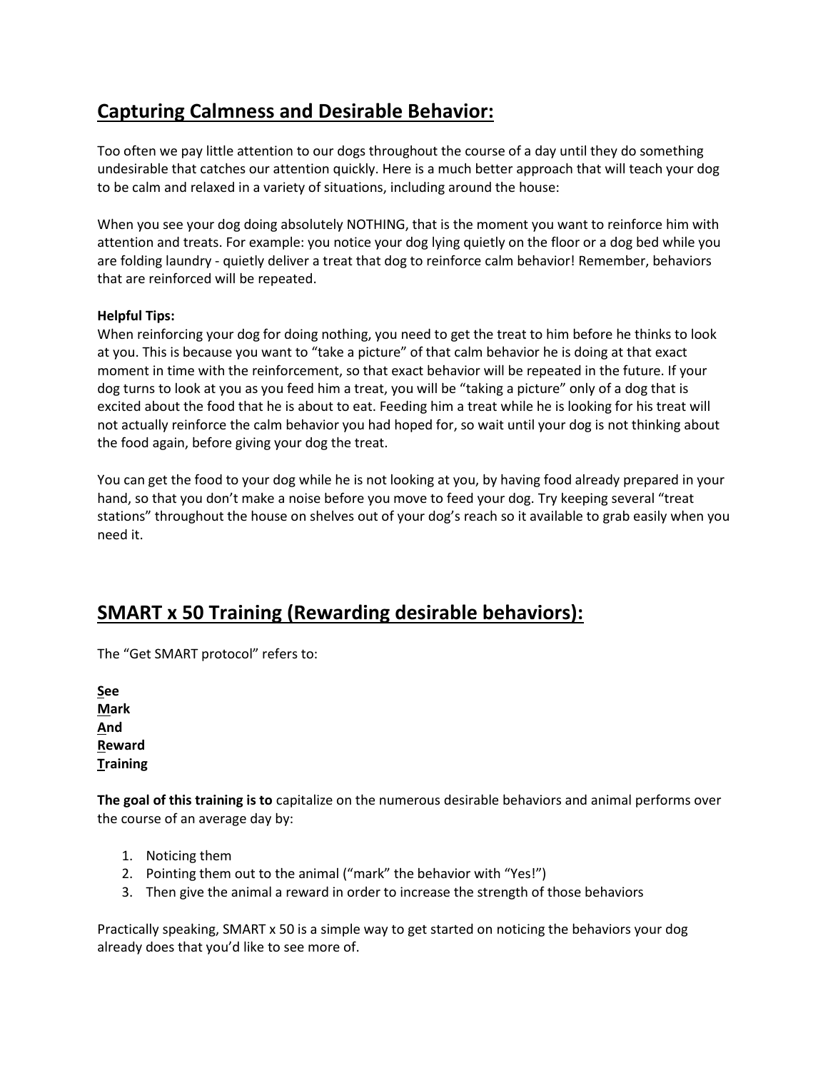## Capturing Calmness and Desirable Behavior:

Too often we pay little attention to our dogs throughout the course of a day until they do something undesirable that catches our attention quickly. Here is a much better approach that will teach your dog to be calm and relaxed in a variety of situations, including around the house:

When you see your dog doing absolutely NOTHING, that is the moment you want to reinforce him with attention and treats. For example: you notice your dog lying quietly on the floor or a dog bed while you are folding laundry - quietly deliver a treat that dog to reinforce calm behavior! Remember, behaviors that are reinforced will be repeated.

**Helpful Tips:**
When reinforcing your dog for doing nothing, you need to get the treat to him before he thinks to look at you. This is because you want to "take a picture" of that calm behavior he is doing at that exact moment in time with the reinforcement, so that exact behavior will be repeated in the future. If your dog turns to look at you as you feed him a treat, you will be "taking a picture" only of a dog that is excited about the food that he is about to eat. Feeding him a treat while he is looking for his treat will not actually reinforce the calm behavior you had hoped for, so wait until your dog is not thinking about the food again, before giving your dog the treat.

You can get the food to your dog while he is not looking at you, by having food already prepared in your hand, so that you don't make a noise before you move to feed your dog. Try keeping several "treat stations" throughout the house on shelves out of your dog's reach so it available to grab easily when you need it.

## SMART x 50 Training (Rewarding desirable behaviors):

The "Get SMART protocol" refers to:

**See**
**Mark**
**And**
**Reward**
**Training**

**The goal of this training is to** capitalize on the numerous desirable behaviors and animal performs over the course of an average day by:

1. Noticing them
2. Pointing them out to the animal ("mark" the behavior with "Yes!")
3. Then give the animal a reward in order to increase the strength of those behaviors

Practically speaking, SMART x 50 is a simple way to get started on noticing the behaviors your dog already does that you'd like to see more of.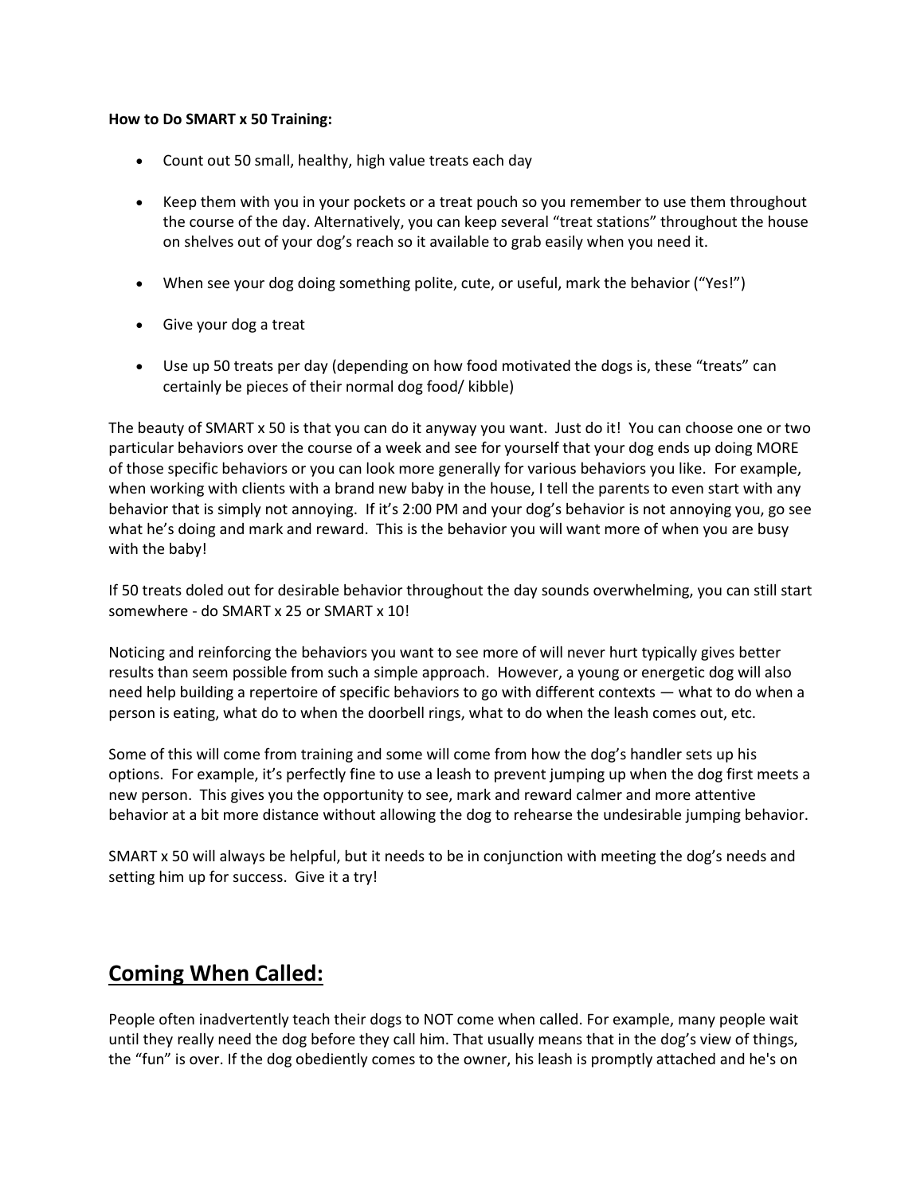**How to Do SMART x 50 Training:**

- Count out 50 small, healthy, high value treats each day
- Keep them with you in your pockets or a treat pouch so you remember to use them throughout the course of the day. Alternatively, you can keep several "treat stations" throughout the house on shelves out of your dog's reach so it available to grab easily when you need it.
- When see your dog doing something polite, cute, or useful, mark the behavior ("Yes!")
- Give your dog a treat
- Use up 50 treats per day (depending on how food motivated the dogs is, these "treats" can certainly be pieces of their normal dog food/ kibble)

The beauty of SMART x 50 is that you can do it anyway you want. Just do it! You can choose one or two particular behaviors over the course of a week and see for yourself that your dog ends up doing MORE of those specific behaviors or you can look more generally for various behaviors you like. For example, when working with clients with a brand new baby in the house, I tell the parents to even start with any behavior that is simply not annoying. If it's 2:00 PM and your dog's behavior is not annoying you, go see what he's doing and mark and reward. This is the behavior you will want more of when you are busy with the baby!

If 50 treats doled out for desirable behavior throughout the day sounds overwhelming, you can still start somewhere - do SMART x 25 or SMART x 10!

Noticing and reinforcing the behaviors you want to see more of will never hurt typically gives better results than seem possible from such a simple approach. However, a young or energetic dog will also need help building a repertoire of specific behaviors to go with different contexts — what to do when a person is eating, what do to when the doorbell rings, what to do when the leash comes out, etc.

Some of this will come from training and some will come from how the dog's handler sets up his options. For example, it's perfectly fine to use a leash to prevent jumping up when the dog first meets a new person. This gives you the opportunity to see, mark and reward calmer and more attentive behavior at a bit more distance without allowing the dog to rehearse the undesirable jumping behavior.

SMART x 50 will always be helpful, but it needs to be in conjunction with meeting the dog's needs and setting him up for success. Give it a try!

## Coming When Called:

People often inadvertently teach their dogs to NOT come when called. For example, many people wait until they really need the dog before they call him. That usually means that in the dog's view of things, the "fun" is over. If the dog obediently comes to the owner, his leash is promptly attached and he's on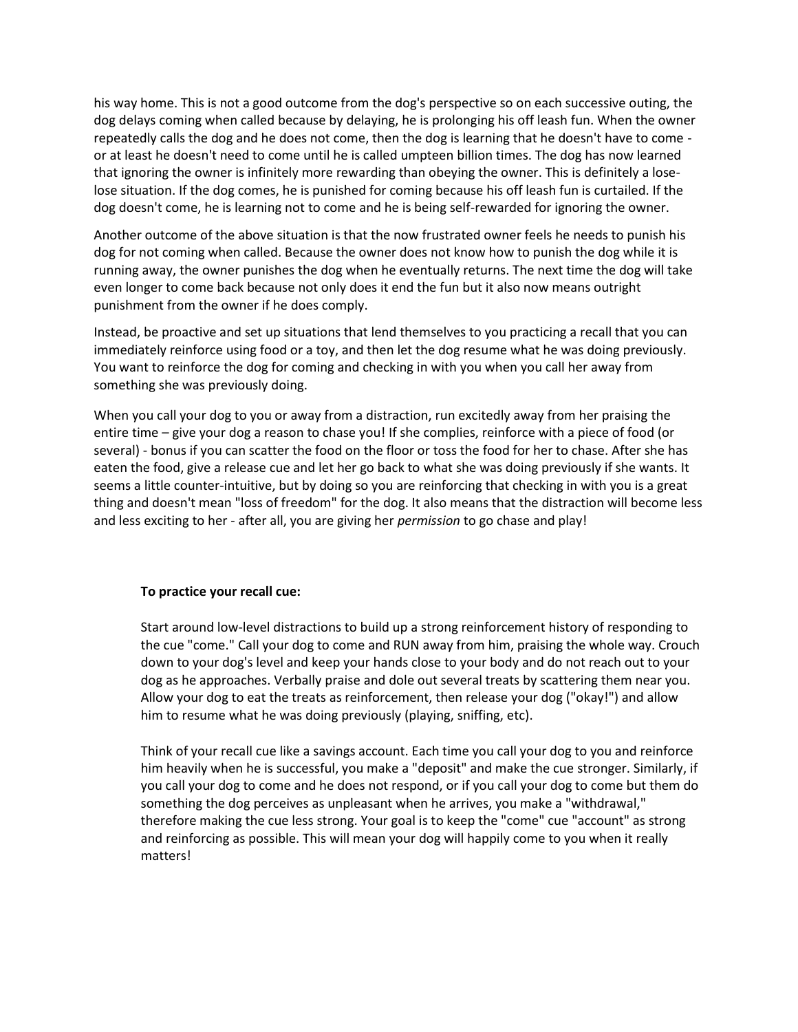his way home. This is not a good outcome from the dog's perspective so on each successive outing, the dog delays coming when called because by delaying, he is prolonging his off leash fun. When the owner repeatedly calls the dog and he does not come, then the dog is learning that he doesn't have to come - or at least he doesn't need to come until he is called umpteen billion times. The dog has now learned that ignoring the owner is infinitely more rewarding than obeying the owner. This is definitely a lose-lose situation. If the dog comes, he is punished for coming because his off leash fun is curtailed. If the dog doesn't come, he is learning not to come and he is being self-rewarded for ignoring the owner.

Another outcome of the above situation is that the now frustrated owner feels he needs to punish his dog for not coming when called. Because the owner does not know how to punish the dog while it is running away, the owner punishes the dog when he eventually returns. The next time the dog will take even longer to come back because not only does it end the fun but it also now means outright punishment from the owner if he does comply.

Instead, be proactive and set up situations that lend themselves to you practicing a recall that you can immediately reinforce using food or a toy, and then let the dog resume what he was doing previously. You want to reinforce the dog for coming and checking in with you when you call her away from something she was previously doing.

When you call your dog to you or away from a distraction, run excitedly away from her praising the entire time – give your dog a reason to chase you! If she complies, reinforce with a piece of food (or several) - bonus if you can scatter the food on the floor or toss the food for her to chase. After she has eaten the food, give a release cue and let her go back to what she was doing previously if she wants. It seems a little counter-intuitive, but by doing so you are reinforcing that checking in with you is a great thing and doesn't mean "loss of freedom" for the dog. It also means that the distraction will become less and less exciting to her - after all, you are giving her *permission* to go chase and play!

**To practice your recall cue:**

Start around low-level distractions to build up a strong reinforcement history of responding to the cue "come." Call your dog to come and RUN away from him, praising the whole way. Crouch down to your dog's level and keep your hands close to your body and do not reach out to your dog as he approaches. Verbally praise and dole out several treats by scattering them near you. Allow your dog to eat the treats as reinforcement, then release your dog ("okay!") and allow him to resume what he was doing previously (playing, sniffing, etc).

Think of your recall cue like a savings account. Each time you call your dog to you and reinforce him heavily when he is successful, you make a "deposit" and make the cue stronger. Similarly, if you call your dog to come and he does not respond, or if you call your dog to come but them do something the dog perceives as unpleasant when he arrives, you make a "withdrawal," therefore making the cue less strong. Your goal is to keep the "come" cue "account" as strong and reinforcing as possible. This will mean your dog will happily come to you when it really matters!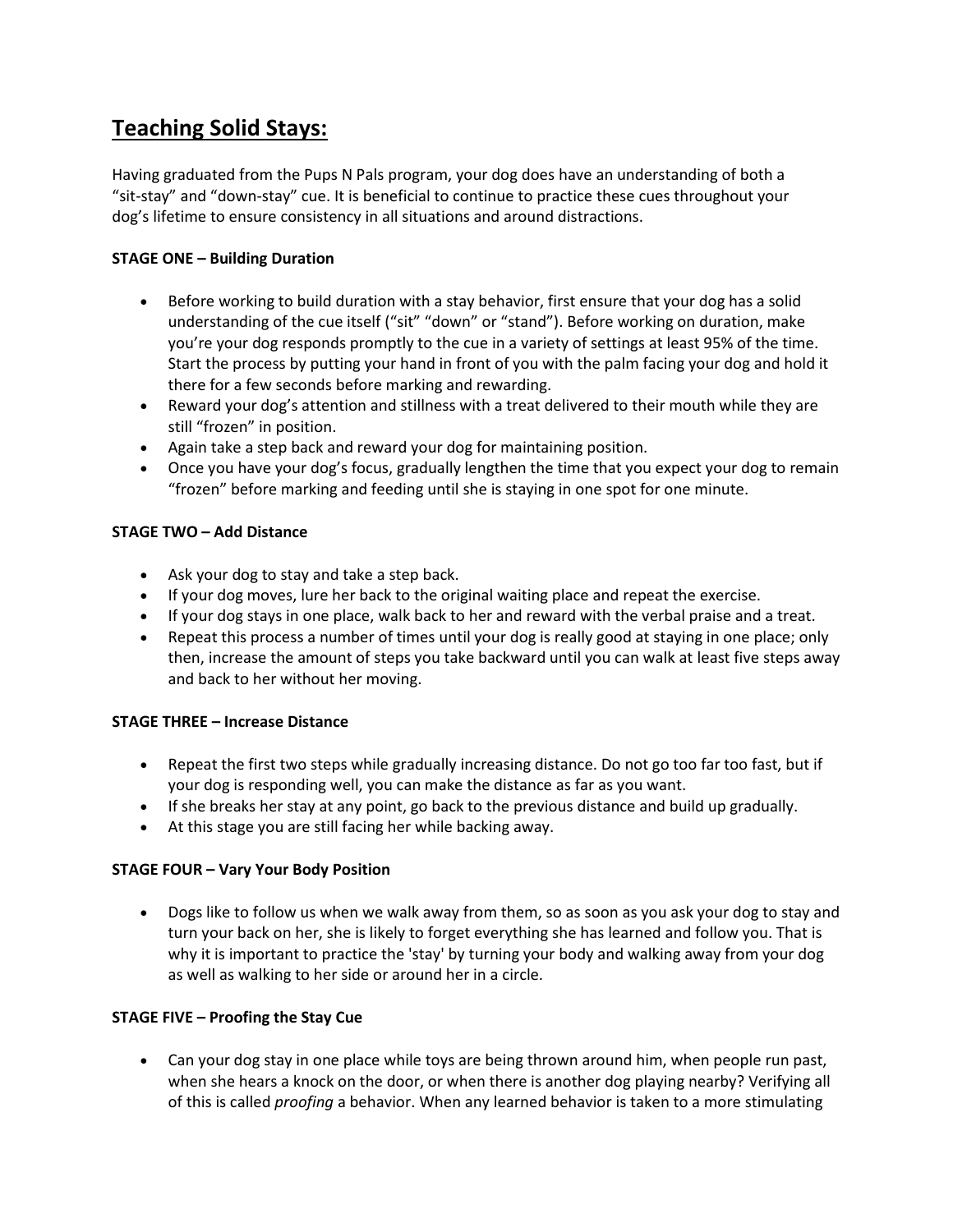# Teaching Solid Stays:

Having graduated from the Pups N Pals program, your dog does have an understanding of both a "sit-stay" and "down-stay" cue. It is beneficial to continue to practice these cues throughout your dog's lifetime to ensure consistency in all situations and around distractions.

**STAGE ONE – Building Duration**

- Before working to build duration with a stay behavior, first ensure that your dog has a solid understanding of the cue itself ("sit" "down" or "stand"). Before working on duration, make you're your dog responds promptly to the cue in a variety of settings at least 95% of the time. Start the process by putting your hand in front of you with the palm facing your dog and hold it there for a few seconds before marking and rewarding.
- Reward your dog's attention and stillness with a treat delivered to their mouth while they are still "frozen" in position.
- Again take a step back and reward your dog for maintaining position.
- Once you have your dog's focus, gradually lengthen the time that you expect your dog to remain "frozen" before marking and feeding until she is staying in one spot for one minute.

**STAGE TWO – Add Distance**

- Ask your dog to stay and take a step back.
- If your dog moves, lure her back to the original waiting place and repeat the exercise.
- If your dog stays in one place, walk back to her and reward with the verbal praise and a treat.
- Repeat this process a number of times until your dog is really good at staying in one place; only then, increase the amount of steps you take backward until you can walk at least five steps away and back to her without her moving.

**STAGE THREE – Increase Distance**

- Repeat the first two steps while gradually increasing distance. Do not go too far too fast, but if your dog is responding well, you can make the distance as far as you want.
- If she breaks her stay at any point, go back to the previous distance and build up gradually.
- At this stage you are still facing her while backing away.

**STAGE FOUR – Vary Your Body Position**

- Dogs like to follow us when we walk away from them, so as soon as you ask your dog to stay and turn your back on her, she is likely to forget everything she has learned and follow you. That is why it is important to practice the 'stay' by turning your body and walking away from your dog as well as walking to her side or around her in a circle.

**STAGE FIVE – Proofing the Stay Cue**

- Can your dog stay in one place while toys are being thrown around him, when people run past, when she hears a knock on the door, or when there is another dog playing nearby? Verifying all of this is called *proofing* a behavior. When any learned behavior is taken to a more stimulating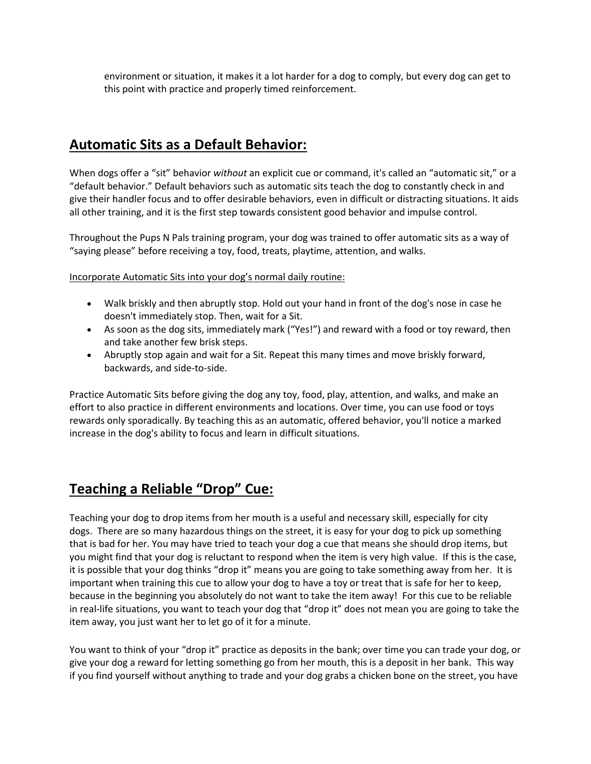environment or situation, it makes it a lot harder for a dog to comply, but every dog can get to this point with practice and properly timed reinforcement.

## Automatic Sits as a Default Behavior:

When dogs offer a “sit” behavior *without* an explicit cue or command, it's called an “automatic sit,” or a “default behavior.” Default behaviors such as automatic sits teach the dog to constantly check in and give their handler focus and to offer desirable behaviors, even in difficult or distracting situations. It aids all other training, and it is the first step towards consistent good behavior and impulse control.

Throughout the Pups N Pals training program, your dog was trained to offer automatic sits as a way of “saying please” before receiving a toy, food, treats, playtime, attention, and walks.

Incorporate Automatic Sits into your dog’s normal daily routine:

- Walk briskly and then abruptly stop. Hold out your hand in front of the dog's nose in case he doesn't immediately stop. Then, wait for a Sit.
- As soon as the dog sits, immediately mark (“Yes!”) and reward with a food or toy reward, then and take another few brisk steps.
- Abruptly stop again and wait for a Sit. Repeat this many times and move briskly forward, backwards, and side-to-side.

Practice Automatic Sits before giving the dog any toy, food, play, attention, and walks, and make an effort to also practice in different environments and locations. Over time, you can use food or toys rewards only sporadically. By teaching this as an automatic, offered behavior, you'll notice a marked increase in the dog's ability to focus and learn in difficult situations.

## Teaching a Reliable “Drop” Cue:

Teaching your dog to drop items from her mouth is a useful and necessary skill, especially for city dogs. There are so many hazardous things on the street, it is easy for your dog to pick up something that is bad for her. You may have tried to teach your dog a cue that means she should drop items, but you might find that your dog is reluctant to respond when the item is very high value. If this is the case, it is possible that your dog thinks “drop it” means you are going to take something away from her. It is important when training this cue to allow your dog to have a toy or treat that is safe for her to keep, because in the beginning you absolutely do not want to take the item away! For this cue to be reliable in real-life situations, you want to teach your dog that “drop it” does not mean you are going to take the item away, you just want her to let go of it for a minute.

You want to think of your “drop it” practice as deposits in the bank; over time you can trade your dog, or give your dog a reward for letting something go from her mouth, this is a deposit in her bank. This way if you find yourself without anything to trade and your dog grabs a chicken bone on the street, you have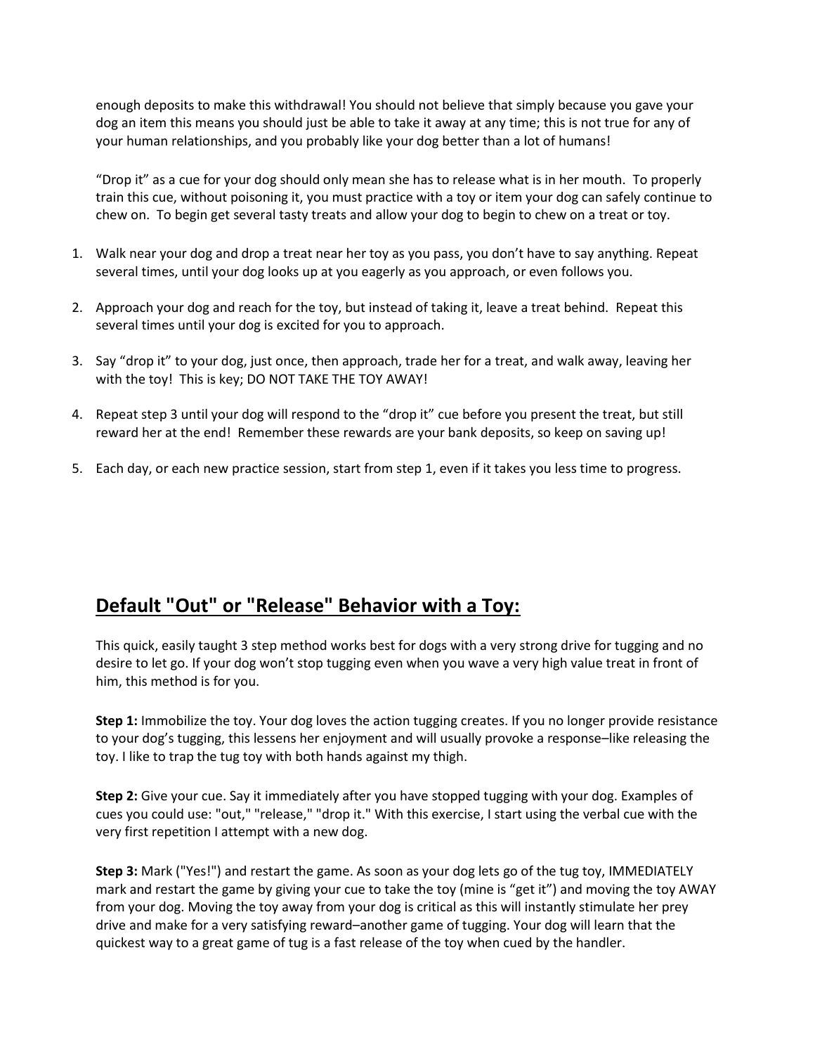enough deposits to make this withdrawal! You should not believe that simply because you gave your dog an item this means you should just be able to take it away at any time; this is not true for any of your human relationships, and you probably like your dog better than a lot of humans!

"Drop it" as a cue for your dog should only mean she has to release what is in her mouth. To properly train this cue, without poisoning it, you must practice with a toy or item your dog can safely continue to chew on. To begin get several tasty treats and allow your dog to begin to chew on a treat or toy.

1. Walk near your dog and drop a treat near her toy as you pass, you don't have to say anything. Repeat several times, until your dog looks up at you eagerly as you approach, or even follows you.

2. Approach your dog and reach for the toy, but instead of taking it, leave a treat behind. Repeat this several times until your dog is excited for you to approach.

3. Say "drop it" to your dog, just once, then approach, trade her for a treat, and walk away, leaving her with the toy! This is key; DO NOT TAKE THE TOY AWAY!

4. Repeat step 3 until your dog will respond to the "drop it" cue before you present the treat, but still reward her at the end! Remember these rewards are your bank deposits, so keep on saving up!

5. Each day, or each new practice session, start from step 1, even if it takes you less time to progress.

## Default "Out" or "Release" Behavior with a Toy:

This quick, easily taught 3 step method works best for dogs with a very strong drive for tugging and no desire to let go. If your dog won't stop tugging even when you wave a very high value treat in front of him, this method is for you.

**Step 1:** Immobilize the toy. Your dog loves the action tugging creates. If you no longer provide resistance to your dog's tugging, this lessens her enjoyment and will usually provoke a response–like releasing the toy. I like to trap the tug toy with both hands against my thigh.

**Step 2:** Give your cue. Say it immediately after you have stopped tugging with your dog. Examples of cues you could use: "out," "release," "drop it." With this exercise, I start using the verbal cue with the very first repetition I attempt with a new dog.

**Step 3:** Mark ("Yes!") and restart the game. As soon as your dog lets go of the tug toy, IMMEDIATELY mark and restart the game by giving your cue to take the toy (mine is "get it") and moving the toy AWAY from your dog. Moving the toy away from your dog is critical as this will instantly stimulate her prey drive and make for a very satisfying reward–another game of tugging. Your dog will learn that the quickest way to a great game of tug is a fast release of the toy when cued by the handler.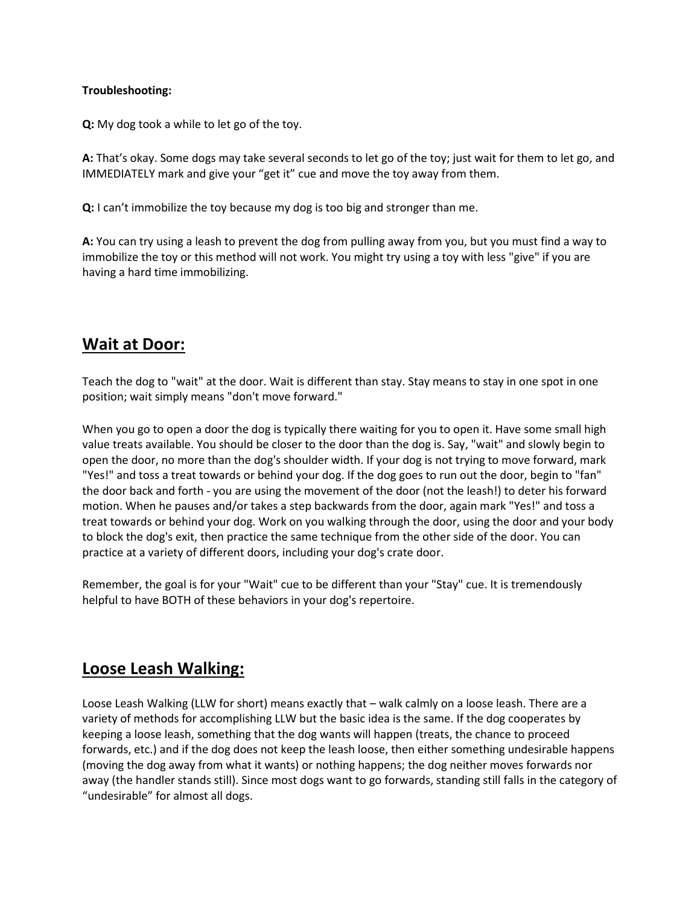**Troubleshooting:**

**Q:** My dog took a while to let go of the toy.

**A:** That's okay. Some dogs may take several seconds to let go of the toy; just wait for them to let go, and IMMEDIATELY mark and give your "get it" cue and move the toy away from them.

**Q:** I can't immobilize the toy because my dog is too big and stronger than me.

**A:** You can try using a leash to prevent the dog from pulling away from you, but you must find a way to immobilize the toy or this method will not work. You might try using a toy with less "give" if you are having a hard time immobilizing.

## Wait at Door:

Teach the dog to "wait" at the door. Wait is different than stay. Stay means to stay in one spot in one position; wait simply means "don't move forward."

When you go to open a door the dog is typically there waiting for you to open it. Have some small high value treats available. You should be closer to the door than the dog is. Say, "wait" and slowly begin to open the door, no more than the dog's shoulder width. If your dog is not trying to move forward, mark "Yes!" and toss a treat towards or behind your dog. If the dog goes to run out the door, begin to "fan" the door back and forth - you are using the movement of the door (not the leash!) to deter his forward motion. When he pauses and/or takes a step backwards from the door, again mark "Yes!" and toss a treat towards or behind your dog. Work on you walking through the door, using the door and your body to block the dog's exit, then practice the same technique from the other side of the door. You can practice at a variety of different doors, including your dog's crate door.

Remember, the goal is for your "Wait" cue to be different than your "Stay" cue. It is tremendously helpful to have BOTH of these behaviors in your dog's repertoire.

## Loose Leash Walking:

Loose Leash Walking (LLW for short) means exactly that – walk calmly on a loose leash. There are a variety of methods for accomplishing LLW but the basic idea is the same. If the dog cooperates by keeping a loose leash, something that the dog wants will happen (treats, the chance to proceed forwards, etc.) and if the dog does not keep the leash loose, then either something undesirable happens (moving the dog away from what it wants) or nothing happens; the dog neither moves forwards nor away (the handler stands still). Since most dogs want to go forwards, standing still falls in the category of "undesirable" for almost all dogs.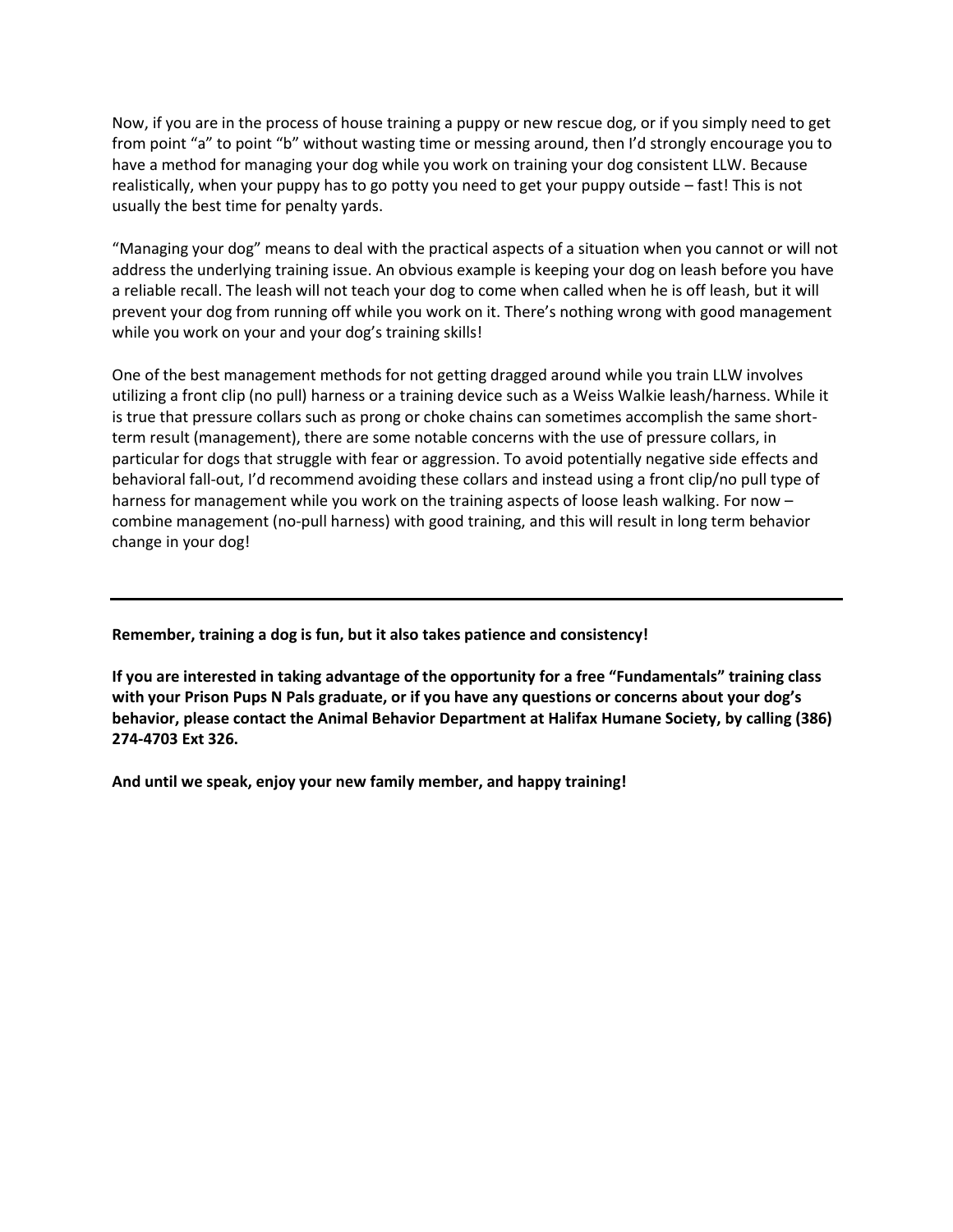Now, if you are in the process of house training a puppy or new rescue dog, or if you simply need to get from point "a" to point "b" without wasting time or messing around, then I'd strongly encourage you to have a method for managing your dog while you work on training your dog consistent LLW. Because realistically, when your puppy has to go potty you need to get your puppy outside – fast! This is not usually the best time for penalty yards.

"Managing your dog" means to deal with the practical aspects of a situation when you cannot or will not address the underlying training issue. An obvious example is keeping your dog on leash before you have a reliable recall. The leash will not teach your dog to come when called when he is off leash, but it will prevent your dog from running off while you work on it. There's nothing wrong with good management while you work on your and your dog's training skills!

One of the best management methods for not getting dragged around while you train LLW involves utilizing a front clip (no pull) harness or a training device such as a Weiss Walkie leash/harness. While it is true that pressure collars such as prong or choke chains can sometimes accomplish the same short-term result (management), there are some notable concerns with the use of pressure collars, in particular for dogs that struggle with fear or aggression. To avoid potentially negative side effects and behavioral fall-out, I'd recommend avoiding these collars and instead using a front clip/no pull type of harness for management while you work on the training aspects of loose leash walking. For now – combine management (no-pull harness) with good training, and this will result in long term behavior change in your dog!

---

**Remember, training a dog is fun, but it also takes patience and consistency!**

**If you are interested in taking advantage of the opportunity for a free "Fundamentals" training class with your Prison Pups N Pals graduate, or if you have any questions or concerns about your dog's behavior, please contact the Animal Behavior Department at Halifax Humane Society, by calling (386) 274-4703 Ext 326.**

**And until we speak, enjoy your new family member, and happy training!**